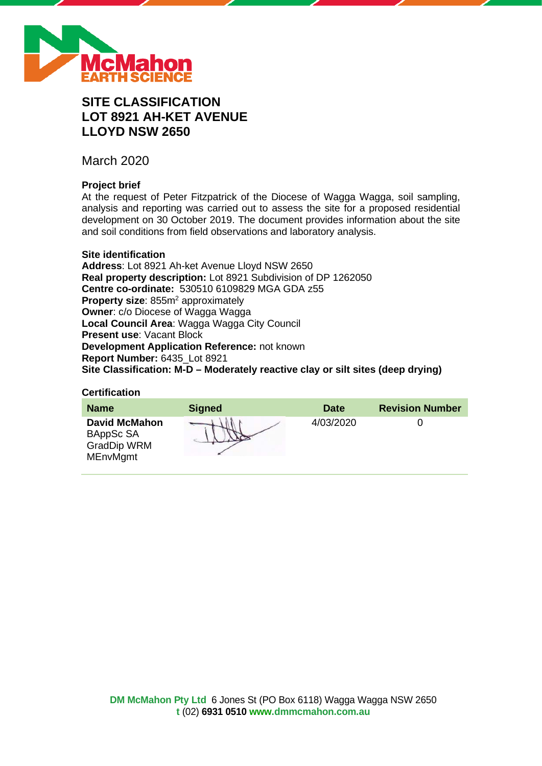# SITE CLASSIFICATION
# LOT 8921 AH-KET AVENUE
# LLOYD NSW 2650

March 2020

**Project brief**

At the request of Peter Fitzpatrick of the Diocese of Wagga Wagga, soil sampling, analysis and reporting was carried out to assess the site for a proposed residential development on 30 October 2019. The document provides information about the site and soil conditions from field observations and laboratory analysis.

**Site identification**

**Address**: Lot 8921 Ah-ket Avenue Lloyd NSW 2650
**Real property description:** Lot 8921 Subdivision of DP 1262050
**Centre co-ordinate:** 530510 6109829 MGA GDA z55
**Property size**: 855m$^2$ approximately
**Owner**: c/o Diocese of Wagga Wagga
**Local Council Area**: Wagga Wagga City Council
**Present use**: Vacant Block
**Development Application Reference:** not known
**Report Number:** 6435_Lot 8921
**Site Classification: M-D – Moderately reactive clay or silt sites (deep drying)**

**Certification**

| Name | Signed | Date | Revision Number |
|---|---|---|---|
| **David McMahon** BAppSc SA GradDip WRM MEnvMgmt | | 4/03/2020 | 0 |

**DM McMahon Pty Ltd** 6 Jones St (PO Box 6118) Wagga Wagga NSW 2650
**t** (02) **6931 0510** **www.dmmcmahon.com.au**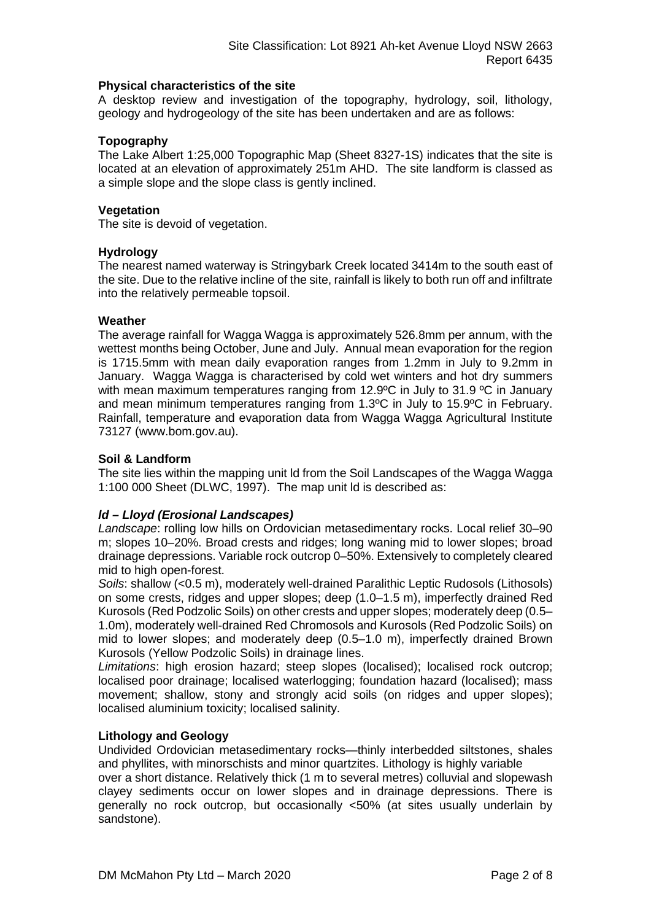**Physical characteristics of the site**

A desktop review and investigation of the topography, hydrology, soil, lithology, geology and hydrogeology of the site has been undertaken and are as follows:

**Topography**

The Lake Albert 1:25,000 Topographic Map (Sheet 8327-1S) indicates that the site is located at an elevation of approximately 251m AHD. The site landform is classed as a simple slope and the slope class is gently inclined.

**Vegetation**

The site is devoid of vegetation.

**Hydrology**

The nearest named waterway is Stringybark Creek located 3414m to the south east of the site. Due to the relative incline of the site, rainfall is likely to both run off and infiltrate into the relatively permeable topsoil.

**Weather**

The average rainfall for Wagga Wagga is approximately 526.8mm per annum, with the wettest months being October, June and July. Annual mean evaporation for the region is 1715.5mm with mean daily evaporation ranges from 1.2mm in July to 9.2mm in January. Wagga Wagga is characterised by cold wet winters and hot dry summers with mean maximum temperatures ranging from 12.9ºC in July to 31.9 ºC in January and mean minimum temperatures ranging from 1.3ºC in July to 15.9ºC in February. Rainfall, temperature and evaporation data from Wagga Wagga Agricultural Institute 73127 (www.bom.gov.au).

**Soil & Landform**

The site lies within the mapping unit ld from the Soil Landscapes of the Wagga Wagga 1:100 000 Sheet (DLWC, 1997). The map unit ld is described as:

***ld – Lloyd (Erosional Landscapes)***

*Landscape*: rolling low hills on Ordovician metasedimentary rocks. Local relief 30–90 m; slopes 10–20%. Broad crests and ridges; long waning mid to lower slopes; broad drainage depressions. Variable rock outcrop 0–50%. Extensively to completely cleared mid to high open-forest.

*Soils*: shallow (<0.5 m), moderately well-drained Paralithic Leptic Rudosols (Lithosols) on some crests, ridges and upper slopes; deep (1.0–1.5 m), imperfectly drained Red Kurosols (Red Podzolic Soils) on other crests and upper slopes; moderately deep (0.5–1.0m), moderately well-drained Red Chromosols and Kurosols (Red Podzolic Soils) on mid to lower slopes; and moderately deep (0.5–1.0 m), imperfectly drained Brown Kurosols (Yellow Podzolic Soils) in drainage lines.

*Limitations*: high erosion hazard; steep slopes (localised); localised rock outcrop; localised poor drainage; localised waterlogging; foundation hazard (localised); mass movement; shallow, stony and strongly acid soils (on ridges and upper slopes); localised aluminium toxicity; localised salinity.

**Lithology and Geology**

Undivided Ordovician metasedimentary rocks—thinly interbedded siltstones, shales and phyllites, with minorschists and minor quartzites. Lithology is highly variable over a short distance. Relatively thick (1 m to several metres) colluvial and slopewash clayey sediments occur on lower slopes and in drainage depressions. There is generally no rock outcrop, but occasionally <50% (at sites usually underlain by sandstone).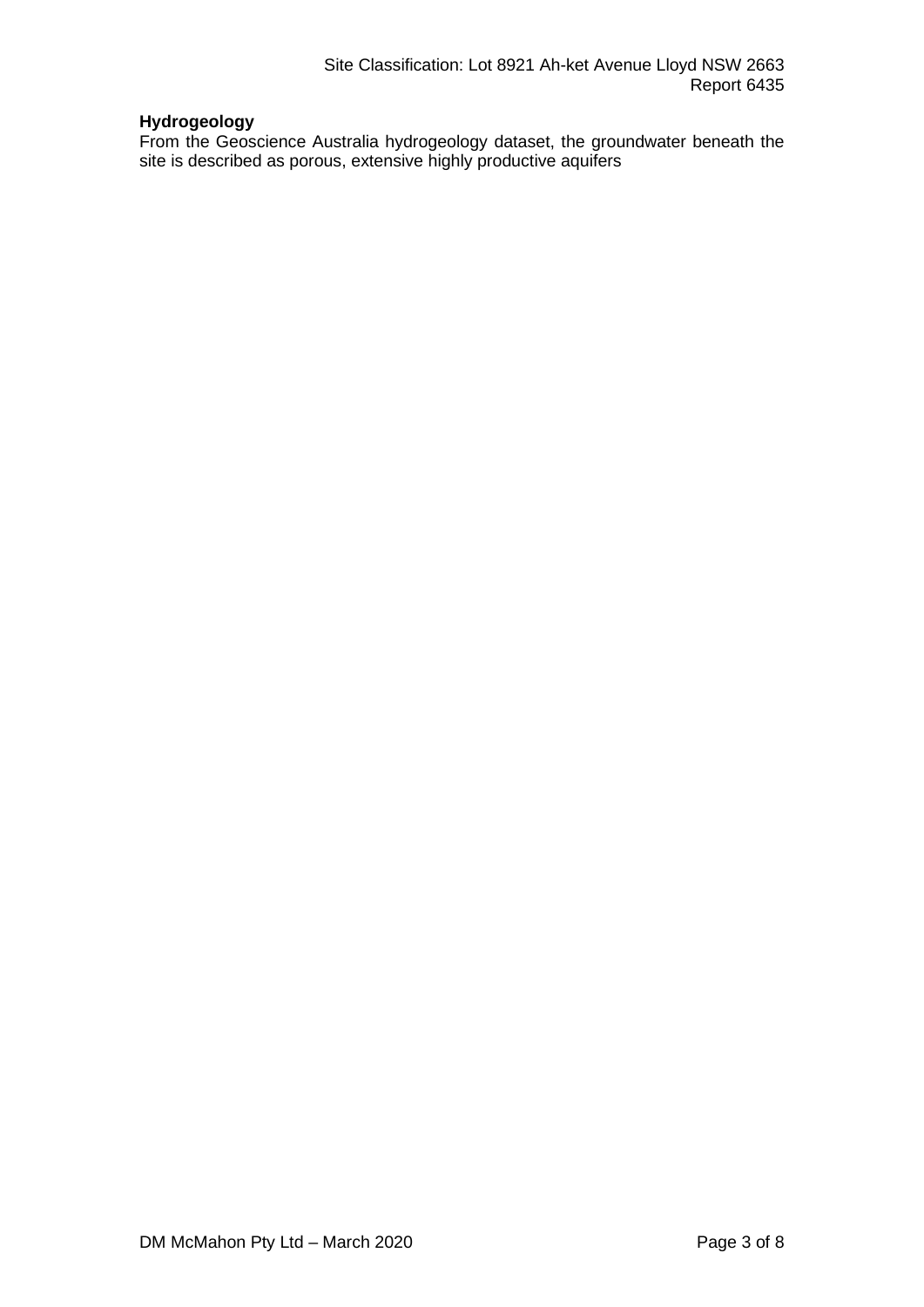**Hydrogeology**

From the Geoscience Australia hydrogeology dataset, the groundwater beneath the site is described as porous, extensive highly productive aquifers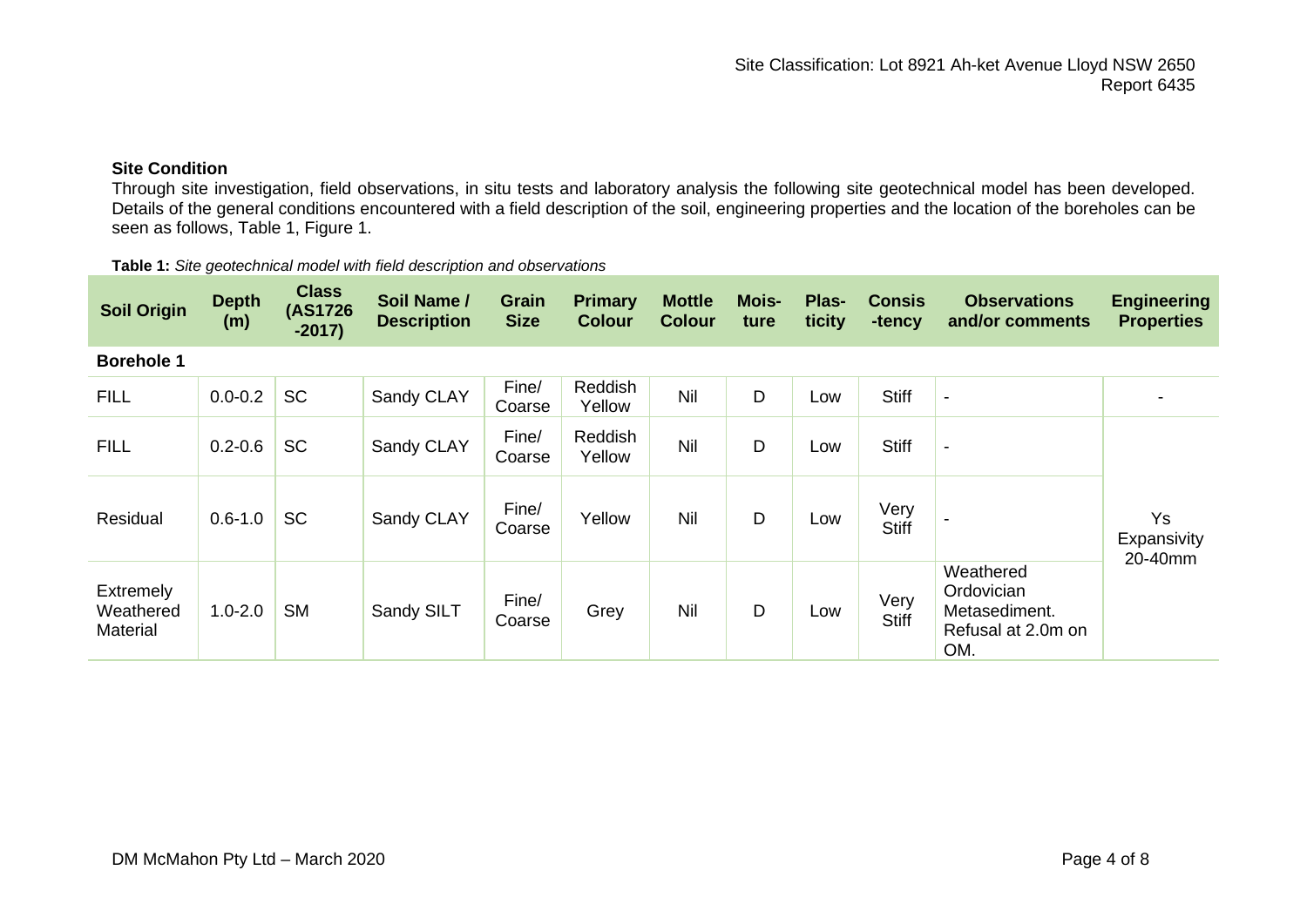**Site Condition**

Through site investigation, field observations, in situ tests and laboratory analysis the following site geotechnical model has been developed. Details of the general conditions encountered with a field description of the soil, engineering properties and the location of the boreholes can be seen as follows, Table 1, Figure 1.

**Table 1:** *Site geotechnical model with field description and observations*

| Soil Origin | Depth (m) | Class (AS1726 -2017) | Soil Name / Description | Grain Size | Primary Colour | Mottle Colour | Mois-ture | Plas-ticity | Consis -tency | Observations and/or comments | Engineering Properties |
|---|---|---|---|---|---|---|---|---|---|---|---|
| **Borehole 1** | | | | | | | | | | | |
| FILL | 0.0-0.2 | SC | Sandy CLAY | Fine/ Coarse | Reddish Yellow | Nil | D | Low | Stiff | - | - |
| FILL | 0.2-0.6 | SC | Sandy CLAY | Fine/ Coarse | Reddish Yellow | Nil | D | Low | Stiff | - | Ys Expansivity 20-40mm |
| Residual | 0.6-1.0 | SC | Sandy CLAY | Fine/ Coarse | Yellow | Nil | D | Low | Very Stiff | - | |
| Extremely Weathered Material | 1.0-2.0 | SM | Sandy SILT | Fine/ Coarse | Grey | Nil | D | Low | Very Stiff | Weathered Ordovician Metasediment. Refusal at 2.0m on OM. | |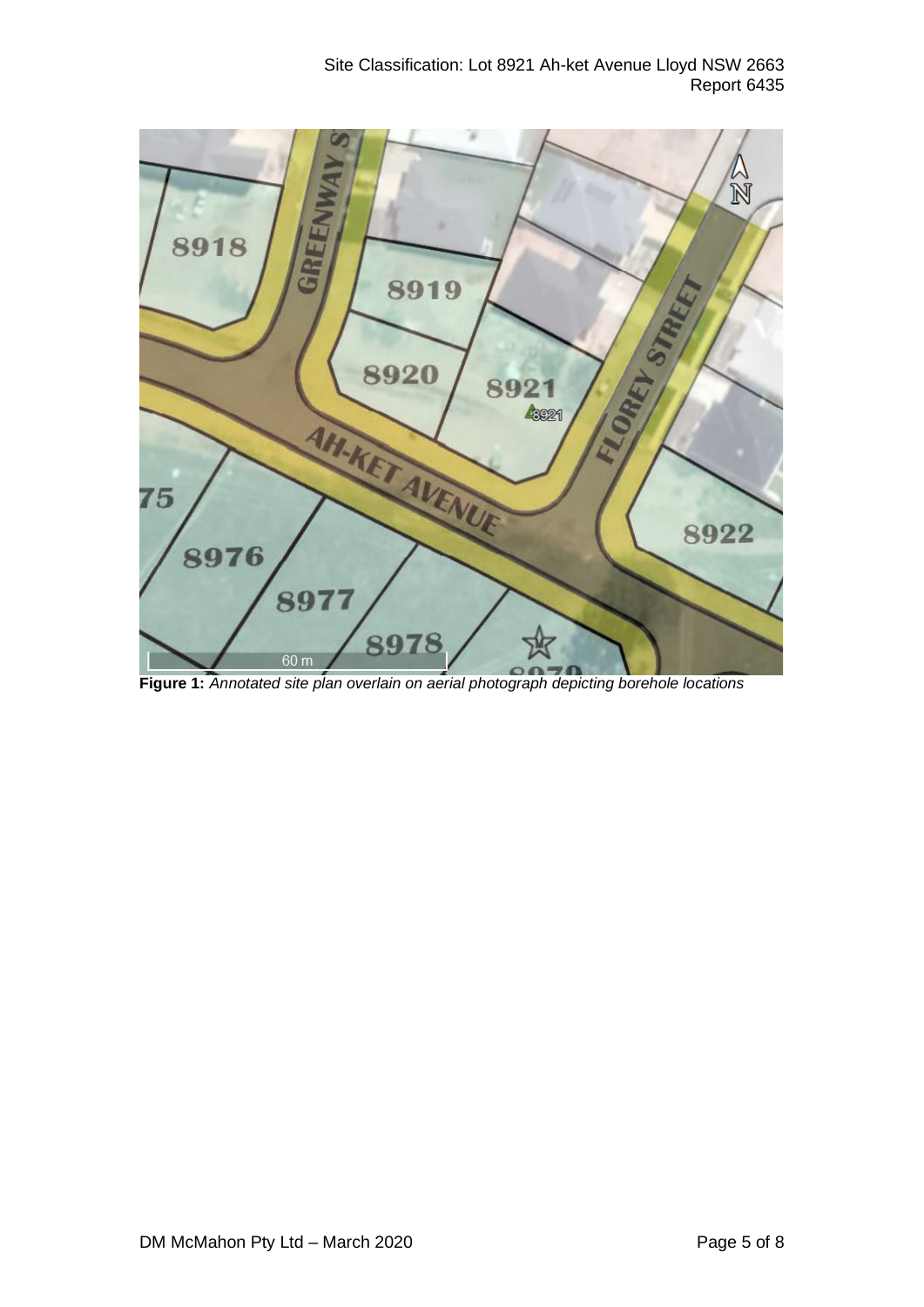**Figure 1:** *Annotated site plan overlain on aerial photograph depicting borehole locations*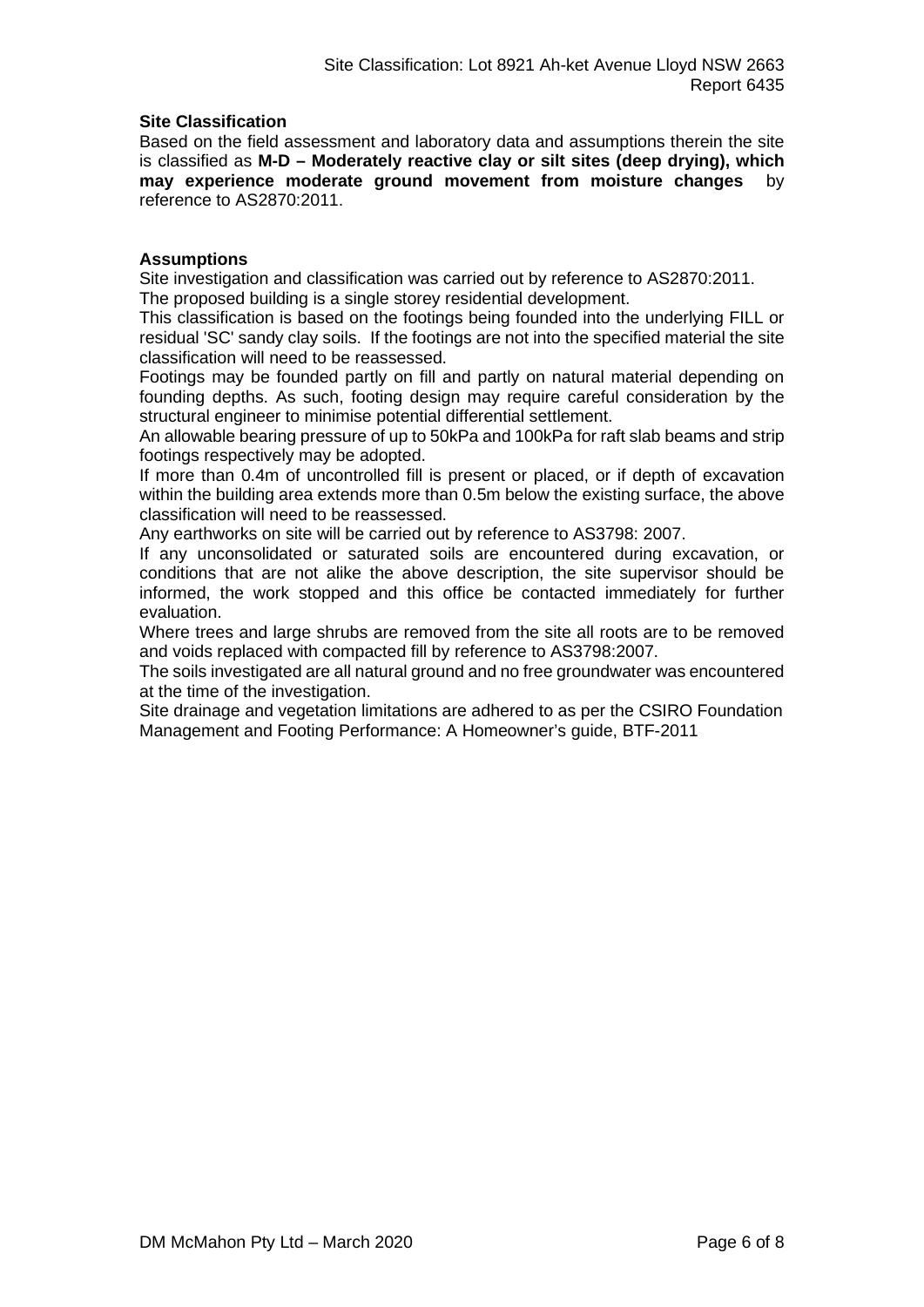## Site Classification

Based on the field assessment and laboratory data and assumptions therein the site is classified as **M-D – Moderately reactive clay or silt sites (deep drying), which may experience moderate ground movement from moisture changes** by reference to AS2870:2011.

## Assumptions

Site investigation and classification was carried out by reference to AS2870:2011.
The proposed building is a single storey residential development.
This classification is based on the footings being founded into the underlying FILL or residual 'SC' sandy clay soils. If the footings are not into the specified material the site classification will need to be reassessed.
Footings may be founded partly on fill and partly on natural material depending on founding depths. As such, footing design may require careful consideration by the structural engineer to minimise potential differential settlement.
An allowable bearing pressure of up to 50kPa and 100kPa for raft slab beams and strip footings respectively may be adopted.
If more than 0.4m of uncontrolled fill is present or placed, or if depth of excavation within the building area extends more than 0.5m below the existing surface, the above classification will need to be reassessed.
Any earthworks on site will be carried out by reference to AS3798: 2007.
If any unconsolidated or saturated soils are encountered during excavation, or conditions that are not alike the above description, the site supervisor should be informed, the work stopped and this office be contacted immediately for further evaluation.
Where trees and large shrubs are removed from the site all roots are to be removed and voids replaced with compacted fill by reference to AS3798:2007.
The soils investigated are all natural ground and no free groundwater was encountered at the time of the investigation.
Site drainage and vegetation limitations are adhered to as per the CSIRO Foundation Management and Footing Performance: A Homeowner's guide, BTF-2011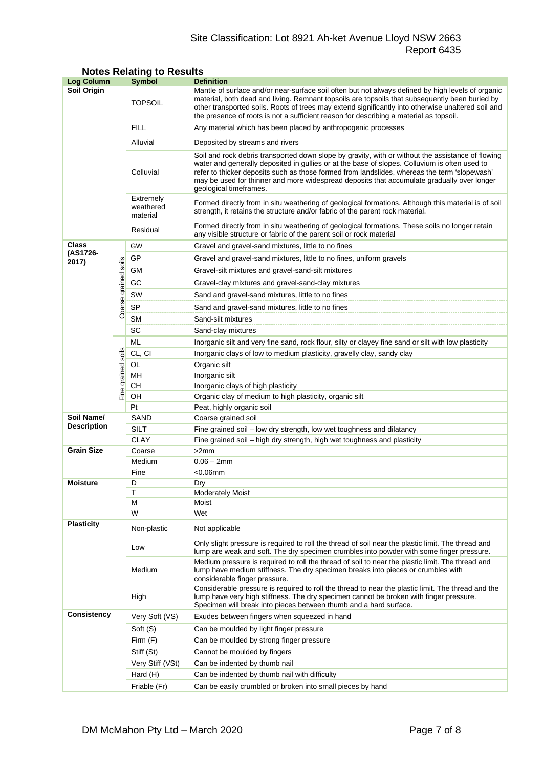## Notes Relating to Results

| Log Column | | Symbol | Definition |
|---|---|---|---|
| **Soil Origin** | | TOPSOIL | Mantle of surface and/or near-surface soil often but not always defined by high levels of organic material, both dead and living. Remnant topsoils are topsoils that subsequently been buried by other transported soils. Roots of trees may extend significantly into otherwise unaltered soil and the presence of roots is not a sufficient reason for describing a material as topsoil. |
| | | FILL | Any material which has been placed by anthropogenic processes |
| | | Alluvial | Deposited by streams and rivers |
| | | Colluvial | Soil and rock debris transported down slope by gravity, with or without the assistance of flowing water and generally deposited in gullies or at the base of slopes. Colluvium is often used to refer to thicker deposits such as those formed from landslides, whereas the term 'slopewash' may be used for thinner and more widespread deposits that accumulate gradually over longer geological timeframes. |
| | | Extremely weathered material | Formed directly from in situ weathering of geological formations. Although this material is of soil strength, it retains the structure and/or fabric of the parent rock material. |
| | | Residual | Formed directly from in situ weathering of geological formations. These soils no longer retain any visible structure or fabric of the parent soil or rock material |
| **Class (AS1726-2017)** | Coarse grained soils | GW | Gravel and gravel-sand mixtures, little to no fines |
| | | GP | Gravel and gravel-sand mixtures, little to no fines, uniform gravels |
| | | GM | Gravel-silt mixtures and gravel-sand-silt mixtures |
| | | GC | Gravel-clay mixtures and gravel-sand-clay mixtures |
| | | SW | Sand and gravel-sand mixtures, little to no fines |
| | | SP | Sand and gravel-sand mixtures, little to no fines |
| | | SM | Sand-silt mixtures |
| | | SC | Sand-clay mixtures |
| | Fine grained soils | ML | Inorganic silt and very fine sand, rock flour, silty or clayey fine sand or silt with low plasticity |
| | | CL, CI | Inorganic clays of low to medium plasticity, gravelly clay, sandy clay |
| | | OL | Organic silt |
| | | MH | Inorganic silt |
| | | CH | Inorganic clays of high plasticity |
| | | OH | Organic clay of medium to high plasticity, organic silt |
| | | Pt | Peat, highly organic soil |
| **Soil Name/ Description** | | SAND | Coarse grained soil |
| | | SILT | Fine grained soil – low dry strength, low wet toughness and dilatancy |
| | | CLAY | Fine grained soil – high dry strength, high wet toughness and plasticity |
| **Grain Size** | | Coarse | >2mm |
| | | Medium | 0.06 – 2mm |
| | | Fine | <0.06mm |
| **Moisture** | | D | Dry |
| | | T | Moderately Moist |
| | | M | Moist |
| | | W | Wet |
| **Plasticity** | | Non-plastic | Not applicable |
| | | Low | Only slight pressure is required to roll the thread of soil near the plastic limit. The thread and lump are weak and soft. The dry specimen crumbles into powder with some finger pressure. |
| | | Medium | Medium pressure is required to roll the thread of soil to near the plastic limit. The thread and lump have medium stiffness. The dry specimen breaks into pieces or crumbles with considerable finger pressure. |
| | | High | Considerable pressure is required to roll the thread to near the plastic limit. The thread and the lump have very high stiffness. The dry specimen cannot be broken with finger pressure. Specimen will break into pieces between thumb and a hard surface. |
| **Consistency** | | Very Soft (VS) | Exudes between fingers when squeezed in hand |
| | | Soft (S) | Can be moulded by light finger pressure |
| | | Firm (F) | Can be moulded by strong finger pressure |
| | | Stiff (St) | Cannot be moulded by fingers |
| | | Very Stiff (VSt) | Can be indented by thumb nail |
| | | Hard (H) | Can be indented by thumb nail with difficulty |
| | | Friable (Fr) | Can be easily crumbled or broken into small pieces by hand |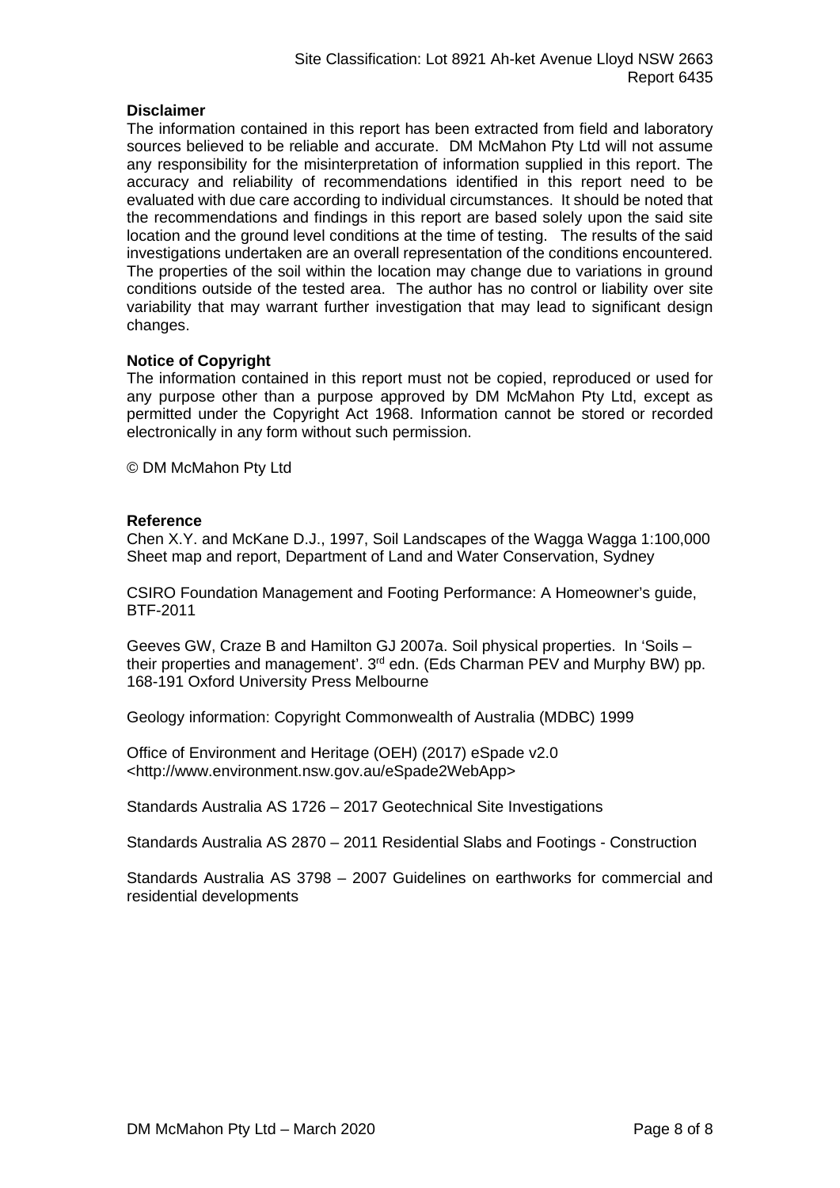**Disclaimer**

The information contained in this report has been extracted from field and laboratory sources believed to be reliable and accurate. DM McMahon Pty Ltd will not assume any responsibility for the misinterpretation of information supplied in this report. The accuracy and reliability of recommendations identified in this report need to be evaluated with due care according to individual circumstances. It should be noted that the recommendations and findings in this report are based solely upon the said site location and the ground level conditions at the time of testing. The results of the said investigations undertaken are an overall representation of the conditions encountered. The properties of the soil within the location may change due to variations in ground conditions outside of the tested area. The author has no control or liability over site variability that may warrant further investigation that may lead to significant design changes.

**Notice of Copyright**

The information contained in this report must not be copied, reproduced or used for any purpose other than a purpose approved by DM McMahon Pty Ltd, except as permitted under the Copyright Act 1968. Information cannot be stored or recorded electronically in any form without such permission.

© DM McMahon Pty Ltd

**Reference**

Chen X.Y. and McKane D.J., 1997, Soil Landscapes of the Wagga Wagga 1:100,000 Sheet map and report, Department of Land and Water Conservation, Sydney

CSIRO Foundation Management and Footing Performance: A Homeowner's guide, BTF-2011

Geeves GW, Craze B and Hamilton GJ 2007a. Soil physical properties. In 'Soils – their properties and management'. 3rd edn. (Eds Charman PEV and Murphy BW) pp. 168-191 Oxford University Press Melbourne

Geology information: Copyright Commonwealth of Australia (MDBC) 1999

Office of Environment and Heritage (OEH) (2017) eSpade v2.0 <http://www.environment.nsw.gov.au/eSpade2WebApp>

Standards Australia AS 1726 – 2017 Geotechnical Site Investigations

Standards Australia AS 2870 – 2011 Residential Slabs and Footings - Construction

Standards Australia AS 3798 – 2007 Guidelines on earthworks for commercial and residential developments